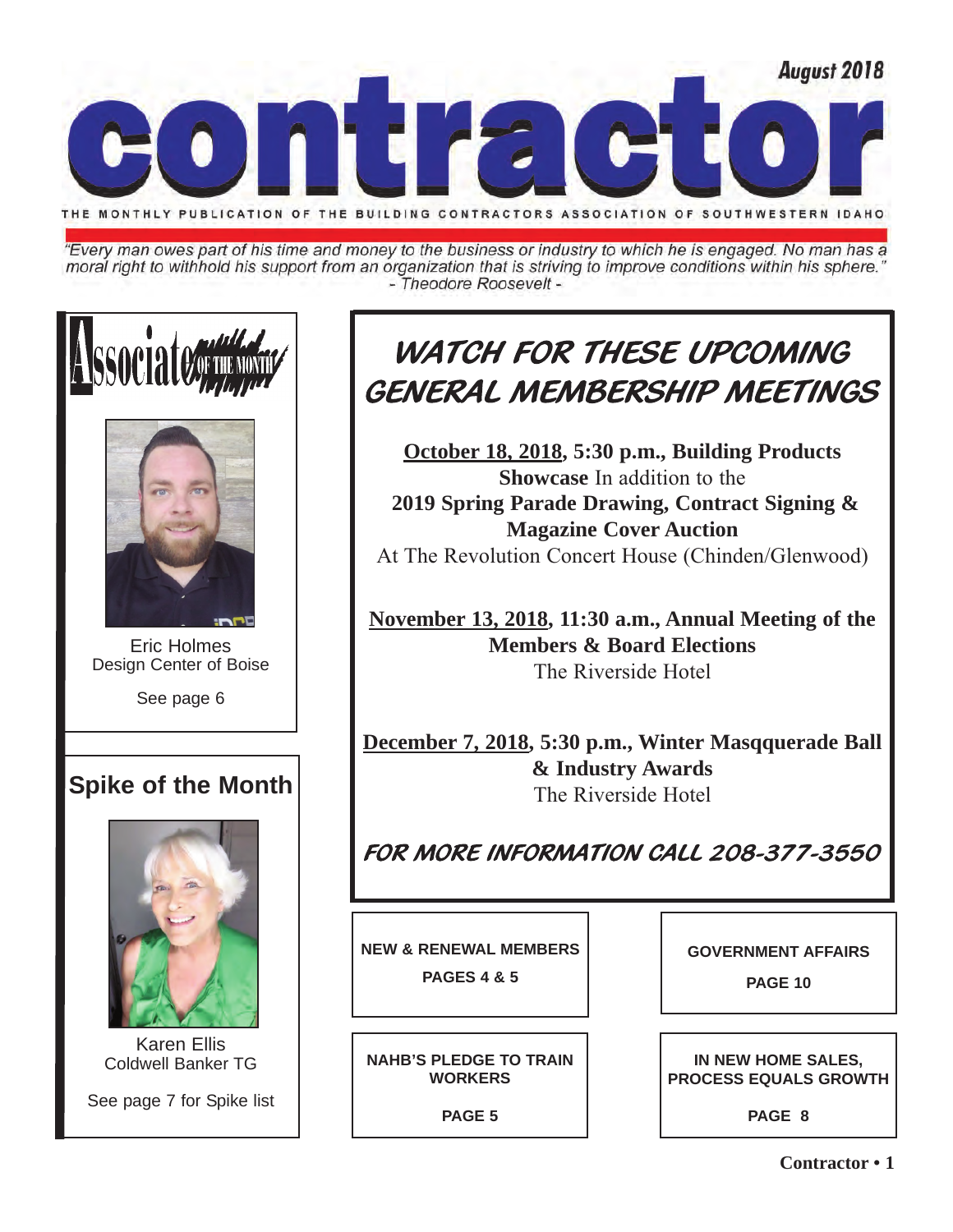August 2018

# contractor

THE MONTHLY PUBLICATION OF THE BUILDING CONTRACTORS ASSOCIATION OF SOUTHWESTERN IDAHO

*"Every man owes part of his time and money to the business or industry to which he is engaged. No man has a moral right to withhold his support from an organization that is striving to improve conditions within his sphere."*
*- Theodore Roosevelt -*

## Associate OF THE MONTH

Eric Holmes
Design Center of Boise

See page 6

## Spike of the Month

Karen Ellis
Coldwell Banker TG

See page 7 for Spike list

## WATCH FOR THESE UPCOMING GENERAL MEMBERSHIP MEETINGS

**October 18, 2018, 5:30 p.m., Building Products Showcase** In addition to the **2019 Spring Parade Drawing, Contract Signing & Magazine Cover Auction**
At The Revolution Concert House (Chinden/Glenwood)

**November 13, 2018, 11:30 a.m., Annual Meeting of the Members & Board Elections**
The Riverside Hotel

**December 7, 2018, 5:30 p.m., Winter Masqquerade Ball & Industry Awards**
The Riverside Hotel

**FOR MORE INFORMATION CALL 208-377-3550**

**NEW & RENEWAL MEMBERS**
**PAGES 4 & 5**

**GOVERNMENT AFFAIRS**
**PAGE 10**

**NAHB'S PLEDGE TO TRAIN WORKERS**
**PAGE 5**

**IN NEW HOME SALES, PROCESS EQUALS GROWTH**
**PAGE 8**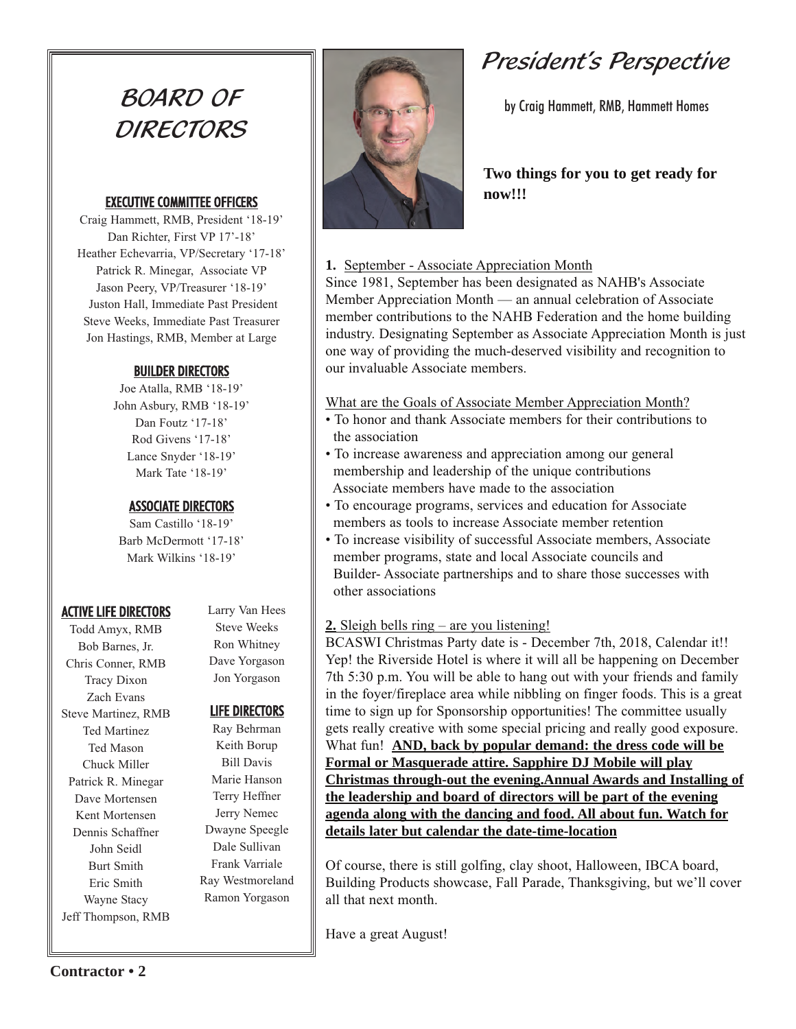# BOARD OF DIRECTORS

### EXECUTIVE COMMITTEE OFFICERS

Craig Hammett, RMB, President '18-19'
Dan Richter, First VP 17'-18'
Heather Echevarria, VP/Secretary '17-18'
Patrick R. Minegar, Associate VP
Jason Peery, VP/Treasurer '18-19'
Juston Hall, Immediate Past President
Steve Weeks, Immediate Past Treasurer
Jon Hastings, RMB, Member at Large

### BUILDER DIRECTORS

Joe Atalla, RMB '18-19'
John Asbury, RMB '18-19'
Dan Foutz '17-18'
Rod Givens '17-18'
Lance Snyder '18-19'
Mark Tate '18-19'

### ASSOCIATE DIRECTORS

Sam Castillo '18-19'
Barb McDermott '17-18'
Mark Wilkins '18-19'

### ACTIVE LIFE DIRECTORS

Todd Amyx, RMB
Bob Barnes, Jr.
Chris Conner, RMB
Tracy Dixon
Zach Evans
Steve Martinez, RMB
Ted Martinez
Ted Mason
Chuck Miller
Patrick R. Minegar
Dave Mortensen
Kent Mortensen
Dennis Schaffner
John Seidl
Burt Smith
Eric Smith
Wayne Stacy
Jeff Thompson, RMB
Larry Van Hees
Steve Weeks
Ron Whitney
Dave Yorgason
Jon Yorgason

### LIFE DIRECTORS

Ray Behrman
Keith Borup
Bill Davis
Marie Hanson
Terry Heffner
Jerry Nemec
Dwayne Speegle
Dale Sullivan
Frank Varriale
Ray Westmoreland
Ramon Yorgason

# *President's Perspective*

by Craig Hammett, RMB, Hammett Homes

**Two things for you to get ready for now!!!**

**1.** September - Associate Appreciation Month

Since 1981, September has been designated as NAHB's Associate Member Appreciation Month — an annual celebration of Associate member contributions to the NAHB Federation and the home building industry. Designating September as Associate Appreciation Month is just one way of providing the much-deserved visibility and recognition to our invaluable Associate members.

What are the Goals of Associate Member Appreciation Month?

- To honor and thank Associate members for their contributions to the association
- To increase awareness and appreciation among our general membership and leadership of the unique contributions Associate members have made to the association
- To encourage programs, services and education for Associate members as tools to increase Associate member retention
- To increase visibility of successful Associate members, Associate member programs, state and local Associate councils and Builder- Associate partnerships and to share those successes with other associations

**2.** Sleigh bells ring – are you listening!

BCASWI Christmas Party date is - December 7th, 2018, Calendar it!! Yep! the Riverside Hotel is where it will all be happening on December 7th 5:30 p.m. You will be able to hang out with your friends and family in the foyer/fireplace area while nibbling on finger foods. This is a great time to sign up for Sponsorship opportunities! The committee usually gets really creative with some special pricing and really good exposure. What fun! **AND, back by popular demand: the dress code will be Formal or Masquerade attire. Sapphire DJ Mobile will play Christmas through-out the evening.Annual Awards and Installing of the leadership and board of directors will be part of the evening agenda along with the dancing and food. All about fun. Watch for details later but calendar the date-time-location**

Of course, there is still golfing, clay shoot, Halloween, IBCA board, Building Products showcase, Fall Parade, Thanksgiving, but we'll cover all that next month.

Have a great August!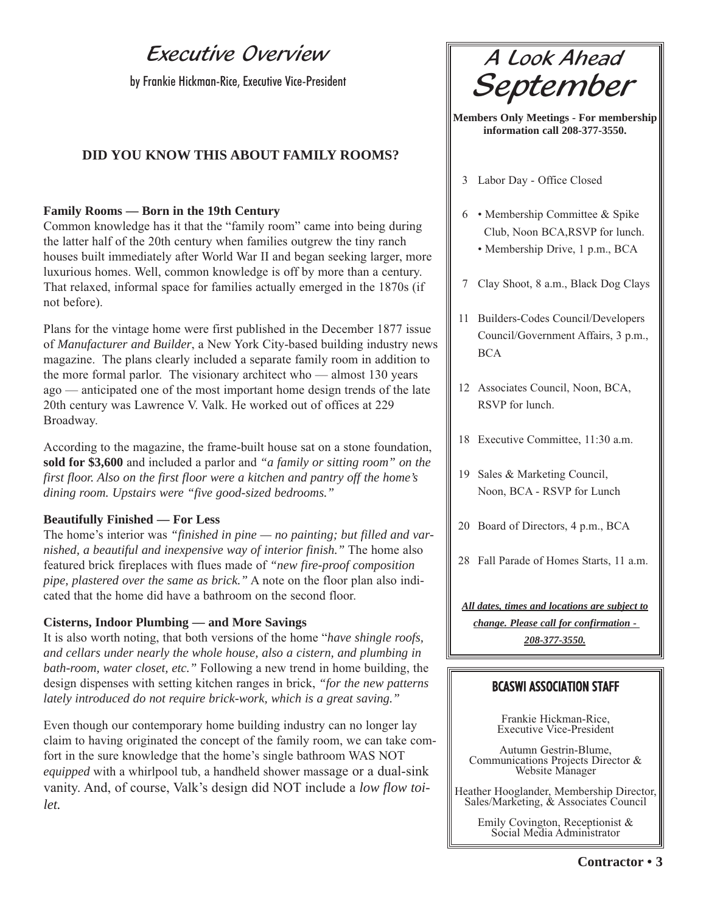# Executive Overview

by Frankie Hickman-Rice, Executive Vice-President

## DID YOU KNOW THIS ABOUT FAMILY ROOMS?

**Family Rooms — Born in the 19th Century**

Common knowledge has it that the "family room" came into being during the latter half of the 20th century when families outgrew the tiny ranch houses built immediately after World War II and began seeking larger, more luxurious homes. Well, common knowledge is off by more than a century. That relaxed, informal space for families actually emerged in the 1870s (if not before).

Plans for the vintage home were first published in the December 1877 issue of *Manufacturer and Builder*, a New York City-based building industry news magazine. The plans clearly included a separate family room in addition to the more formal parlor. The visionary architect who — almost 130 years ago — anticipated one of the most important home design trends of the late 20th century was Lawrence V. Valk. He worked out of offices at 229 Broadway.

According to the magazine, the frame-built house sat on a stone foundation, **sold for $3,600** and included a parlor and *"a family or sitting room" on the first floor. Also on the first floor were a kitchen and pantry off the home's dining room. Upstairs were "five good-sized bedrooms."*

**Beautifully Finished — For Less**

The home's interior was *"finished in pine — no painting; but filled and varnished, a beautiful and inexpensive way of interior finish."* The home also featured brick fireplaces with flues made of *"new fire-proof composition pipe, plastered over the same as brick."* A note on the floor plan also indicated that the home did have a bathroom on the second floor.

**Cisterns, Indoor Plumbing — and More Savings**

It is also worth noting, that both versions of the home "*have shingle roofs, and cellars under nearly the whole house, also a cistern, and plumbing in bath-room, water closet, etc."* Following a new trend in home building, the design dispenses with setting kitchen ranges in brick, *"for the new patterns lately introduced do not require brick-work, which is a great saving."*

Even though our contemporary home building industry can no longer lay claim to having originated the concept of the family room, we can take comfort in the sure knowledge that the home's single bathroom WAS NOT *equipped* with a whirlpool tub, a handheld shower massage or a dual-sink vanity. And, of course, Valk's design did NOT include a *low flow toilet.*

# A Look Ahead September

**Members Only Meetings - For membership information call 208-377-3550.**

- 3 Labor Day - Office Closed
- 6 • Membership Committee & Spike Club, Noon BCA,RSVP for lunch.
  • Membership Drive, 1 p.m., BCA
- 7 Clay Shoot, 8 a.m., Black Dog Clays
- 11 Builders-Codes Council/Developers Council/Government Affairs, 3 p.m., BCA
- 12 Associates Council, Noon, BCA, RSVP for lunch.
- 18 Executive Committee, 11:30 a.m.
- 19 Sales & Marketing Council, Noon, BCA - RSVP for Lunch
- 20 Board of Directors, 4 p.m., BCA
- 28 Fall Parade of Homes Starts, 11 a.m.

***All dates, times and locations are subject to change. Please call for confirmation - 208-377-3550.***

## BCASWI ASSOCIATION STAFF

Frankie Hickman-Rice, Executive Vice-President

Autumn Gestrin-Blume, Communications Projects Director & Website Manager

Heather Hooglander, Membership Director, Sales/Marketing, & Associates Council

Emily Covington, Receptionist & Social Media Administrator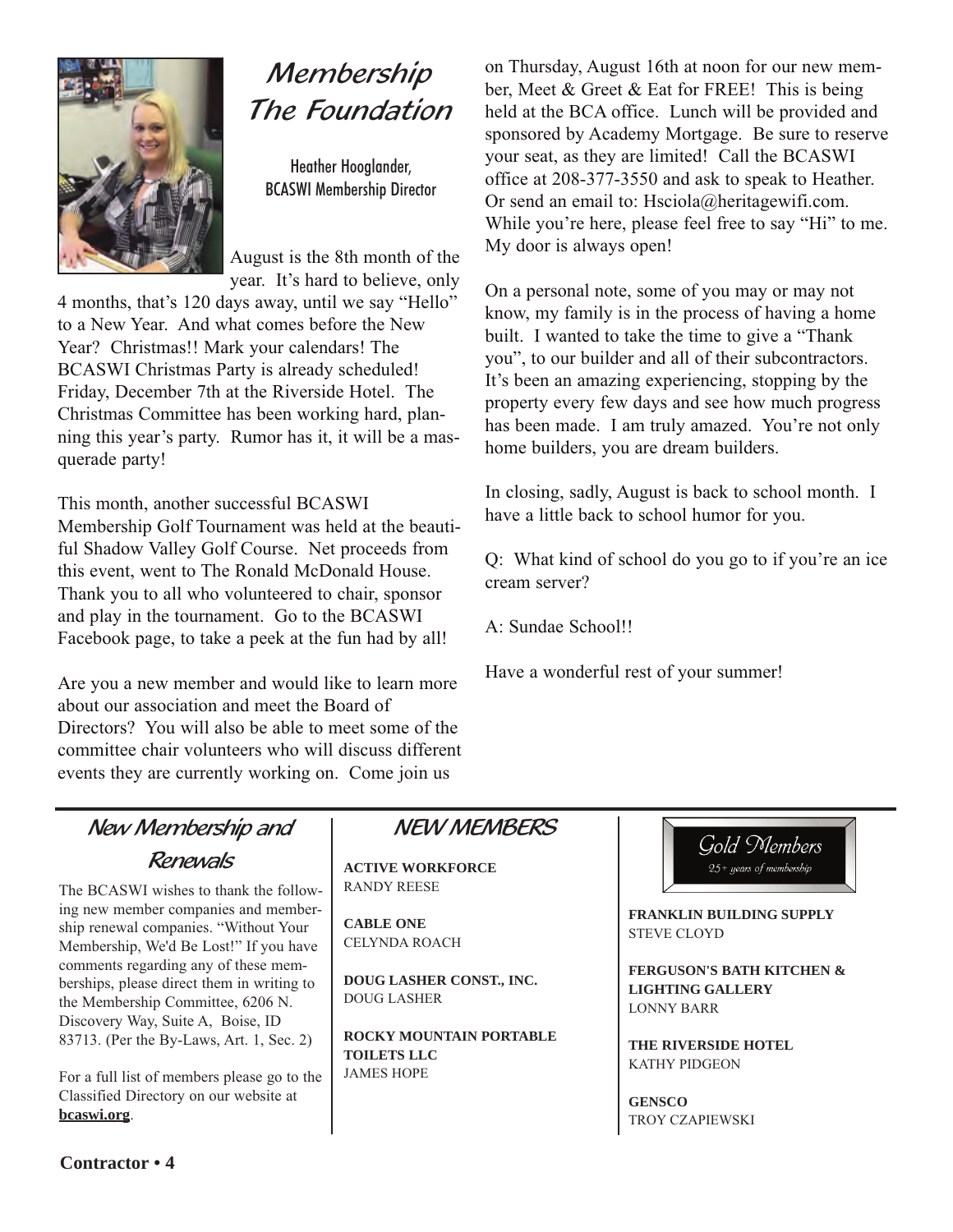# Membership The Foundation

Heather Hooglander, BCASWI Membership Director

August is the 8th month of the year. It's hard to believe, only 4 months, that's 120 days away, until we say "Hello" to a New Year. And what comes before the New Year? Christmas!! Mark your calendars! The BCASWI Christmas Party is already scheduled! Friday, December 7th at the Riverside Hotel. The Christmas Committee has been working hard, planning this year's party. Rumor has it, it will be a masquerade party!

This month, another successful BCASWI Membership Golf Tournament was held at the beautiful Shadow Valley Golf Course. Net proceeds from this event, went to The Ronald McDonald House. Thank you to all who volunteered to chair, sponsor and play in the tournament. Go to the BCASWI Facebook page, to take a peek at the fun had by all!

Are you a new member and would like to learn more about our association and meet the Board of Directors? You will also be able to meet some of the committee chair volunteers who will discuss different events they are currently working on. Come join us on Thursday, August 16th at noon for our new member, Meet & Greet & Eat for FREE! This is being held at the BCA office. Lunch will be provided and sponsored by Academy Mortgage. Be sure to reserve your seat, as they are limited! Call the BCASWI office at 208-377-3550 and ask to speak to Heather. Or send an email to: Hsciola@heritagewifi.com. While you're here, please feel free to say "Hi" to me. My door is always open!

On a personal note, some of you may or may not know, my family is in the process of having a home built. I wanted to take the time to give a "Thank you", to our builder and all of their subcontractors. It's been an amazing experiencing, stopping by the property every few days and see how much progress has been made. I am truly amazed. You're not only home builders, you are dream builders.

In closing, sadly, August is back to school month. I have a little back to school humor for you.

Q: What kind of school do you go to if you're an ice cream server?

A: Sundae School!!

Have a wonderful rest of your summer!

## New Membership and Renewals

The BCASWI wishes to thank the following new member companies and membership renewal companies. "Without Your Membership, We'd Be Lost!" If you have comments regarding any of these memberships, please direct them in writing to the Membership Committee, 6206 N. Discovery Way, Suite A, Boise, ID 83713. (Per the By-Laws, Art. 1, Sec. 2)

For a full list of members please go to the Classified Directory on our website at **bcaswi.org**.

## NEW MEMBERS

**ACTIVE WORKFORCE**
RANDY REESE

**CABLE ONE**
CELYNDA ROACH

**DOUG LASHER CONST., INC.**
DOUG LASHER

**ROCKY MOUNTAIN PORTABLE TOILETS LLC**
JAMES HOPE

## Gold Members

25+ years of membership

**FRANKLIN BUILDING SUPPLY**
STEVE CLOYD

**FERGUSON'S BATH KITCHEN & LIGHTING GALLERY**
LONNY BARR

**THE RIVERSIDE HOTEL**
KATHY PIDGEON

**GENSCO**
TROY CZAPIEWSKI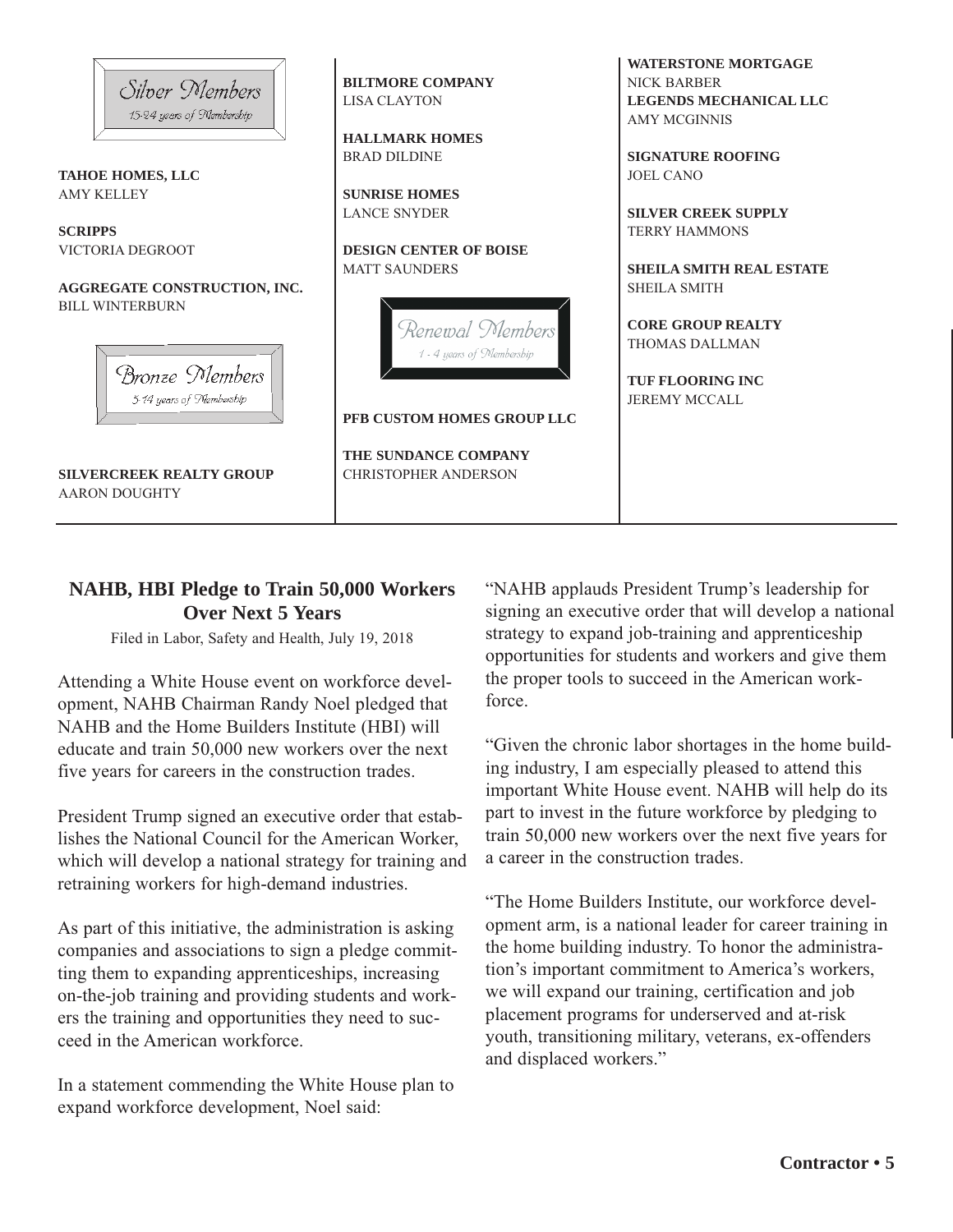### Silver Members
*15-24 years of Membership*

**TAHOE HOMES, LLC**
AMY KELLEY

**SCRIPPS**
VICTORIA DEGROOT

**AGGREGATE CONSTRUCTION, INC.**
BILL WINTERBURN

### Bronze Members
*5-14 years of Membership*

**SILVERCREEK REALTY GROUP**
AARON DOUGHTY

**BILTMORE COMPANY**
LISA CLAYTON

**HALLMARK HOMES**
BRAD DILDINE

**SUNRISE HOMES**
LANCE SNYDER

**DESIGN CENTER OF BOISE**
MATT SAUNDERS

### Renewal Members
*1 - 4 years of Membership*

**PFB CUSTOM HOMES GROUP LLC**

**THE SUNDANCE COMPANY**
CHRISTOPHER ANDERSON

**WATERSTONE MORTGAGE**
NICK BARBER

**LEGENDS MECHANICAL LLC**
AMY MCGINNIS

**SIGNATURE ROOFING**
JOEL CANO

**SILVER CREEK SUPPLY**
TERRY HAMMONS

**SHEILA SMITH REAL ESTATE**
SHEILA SMITH

**CORE GROUP REALTY**
THOMAS DALLMAN

**TUF FLOORING INC**
JEREMY MCCALL

## NAHB, HBI Pledge to Train 50,000 Workers Over Next 5 Years

Filed in Labor, Safety and Health, July 19, 2018

Attending a White House event on workforce development, NAHB Chairman Randy Noel pledged that NAHB and the Home Builders Institute (HBI) will educate and train 50,000 new workers over the next five years for careers in the construction trades.

President Trump signed an executive order that establishes the National Council for the American Worker, which will develop a national strategy for training and retraining workers for high-demand industries.

As part of this initiative, the administration is asking companies and associations to sign a pledge committing them to expanding apprenticeships, increasing on-the-job training and providing students and workers the training and opportunities they need to succeed in the American workforce.

In a statement commending the White House plan to expand workforce development, Noel said:

"NAHB applauds President Trump's leadership for signing an executive order that will develop a national strategy to expand job-training and apprenticeship opportunities for students and workers and give them the proper tools to succeed in the American workforce.

"Given the chronic labor shortages in the home building industry, I am especially pleased to attend this important White House event. NAHB will help do its part to invest in the future workforce by pledging to train 50,000 new workers over the next five years for a career in the construction trades.

"The Home Builders Institute, our workforce development arm, is a national leader for career training in the home building industry. To honor the administration's important commitment to America's workers, we will expand our training, certification and job placement programs for underserved and at-risk youth, transitioning military, veterans, ex-offenders and displaced workers."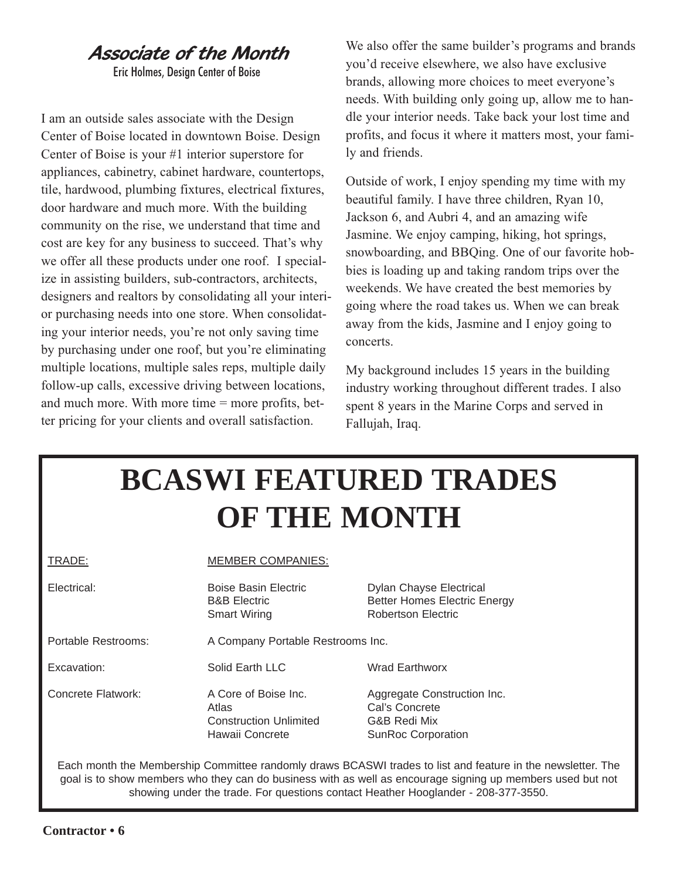## *Associate of the Month*

Eric Holmes, Design Center of Boise

I am an outside sales associate with the Design Center of Boise located in downtown Boise. Design Center of Boise is your #1 interior superstore for appliances, cabinetry, cabinet hardware, countertops, tile, hardwood, plumbing fixtures, electrical fixtures, door hardware and much more. With the building community on the rise, we understand that time and cost are key for any business to succeed. That's why we offer all these products under one roof. I specialize in assisting builders, sub-contractors, architects, designers and realtors by consolidating all your interior purchasing needs into one store. When consolidating your interior needs, you're not only saving time by purchasing under one roof, but you're eliminating multiple locations, multiple sales reps, multiple daily follow-up calls, excessive driving between locations, and much more. With more time = more profits, better pricing for your clients and overall satisfaction.

We also offer the same builder's programs and brands you'd receive elsewhere, we also have exclusive brands, allowing more choices to meet everyone's needs. With building only going up, allow me to handle your interior needs. Take back your lost time and profits, and focus it where it matters most, your family and friends.

Outside of work, I enjoy spending my time with my beautiful family. I have three children, Ryan 10, Jackson 6, and Aubri 4, and an amazing wife Jasmine. We enjoy camping, hiking, hot springs, snowboarding, and BBQing. One of our favorite hobbies is loading up and taking random trips over the weekends. We have created the best memories by going where the road takes us. When we can break away from the kids, Jasmine and I enjoy going to concerts.

My background includes 15 years in the building industry working throughout different trades. I also spent 8 years in the Marine Corps and served in Fallujah, Iraq.

# BCASWI FEATURED TRADES OF THE MONTH

| TRADE: | MEMBER COMPANIES: | |
|---|---|---|
| Electrical: | Boise Basin Electric<br>B&B Electric<br>Smart Wiring | Dylan Chayse Electrical<br>Better Homes Electric Energy<br>Robertson Electric |
| Portable Restrooms: | A Company Portable Restrooms Inc. | |
| Excavation: | Solid Earth LLC | Wrad Earthworx |
| Concrete Flatwork: | A Core of Boise Inc.<br>Atlas<br>Construction Unlimited<br>Hawaii Concrete | Aggregate Construction Inc.<br>Cal's Concrete<br>G&B Redi Mix<br>SunRoc Corporation |

Each month the Membership Committee randomly draws BCASWI trades to list and feature in the newsletter. The goal is to show members who they can do business with as well as encourage signing up members used but not showing under the trade. For questions contact Heather Hooglander - 208-377-3550.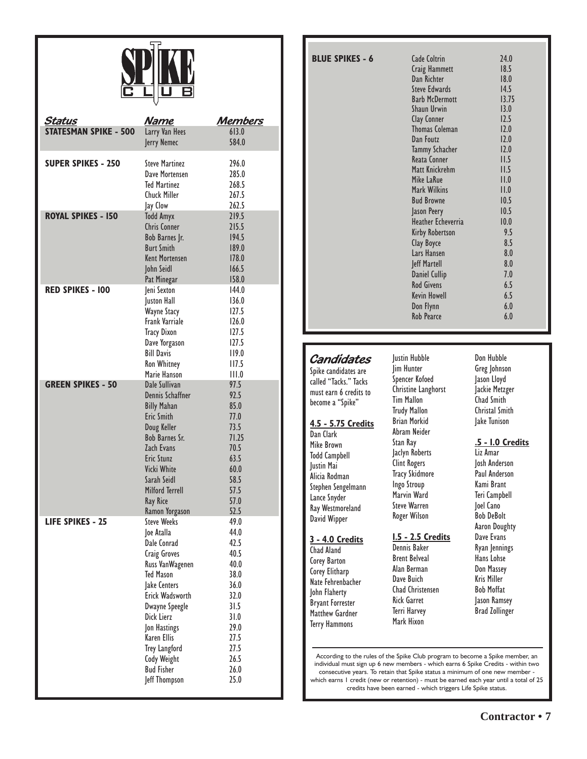# SPIKE CLUB

| Status | Name | Members |
|---|---|---|
| **STATESMAN SPIKE - 500** | Larry Van Hees | 613.0 |
| | Jerry Nemec | 584.0 |
| **SUPER SPIKES - 250** | Steve Martinez | 296.0 |
| | Dave Mortensen | 285.0 |
| | Ted Martinez | 268.5 |
| | Chuck Miller | 267.5 |
| | Jay Clow | 262.5 |
| **ROYAL SPIKES - 150** | Todd Amyx | 219.5 |
| | Chris Conner | 215.5 |
| | Bob Barnes Jr. | 194.5 |
| | Burt Smith | 189.0 |
| | Kent Mortensen | 178.0 |
| | John Seidl | 166.5 |
| | Pat Minegar | 158.0 |
| **RED SPIKES - 100** | Jeni Sexton | 144.0 |
| | Juston Hall | 136.0 |
| | Wayne Stacy | 127.5 |
| | Frank Varriale | 126.0 |
| | Tracy Dixon | 127.5 |
| | Dave Yorgason | 127.5 |
| | Bill Davis | 119.0 |
| | Ron Whitney | 117.5 |
| | Marie Hanson | 111.0 |
| **GREEN SPIKES - 50** | Dale Sullivan | 97.5 |
| | Dennis Schaffner | 92.5 |
| | Billy Mahan | 85.0 |
| | Eric Smith | 77.0 |
| | Doug Keller | 73.5 |
| | Bob Barnes Sr. | 71.25 |
| | Zach Evans | 70.5 |
| | Eric Stunz | 63.5 |
| | Vicki White | 60.0 |
| | Sarah Seidl | 58.5 |
| | Milford Terrell | 57.5 |
| | Ray Rice | 57.0 |
| | Ramon Yorgason | 52.5 |
| **LIFE SPIKES - 25** | Steve Weeks | 49.0 |
| | Joe Atalla | 44.0 |
| | Dale Conrad | 42.5 |
| | Craig Groves | 40.5 |
| | Russ VanWagenen | 40.0 |
| | Ted Mason | 38.0 |
| | Jake Centers | 36.0 |
| | Erick Wadsworth | 32.0 |
| | Dwayne Speegle | 31.5 |
| | Dick Lierz | 31.0 |
| | Jon Hastings | 29.0 |
| | Karen Ellis | 27.5 |
| | Trey Langford | 27.5 |
| | Cody Weight | 26.5 |
| | Bud Fisher | 26.0 |
| | Jeff Thompson | 25.0 |
| **BLUE SPIKES - 6** | Cade Coltrin | 24.0 |
| | Craig Hammett | 18.5 |
| | Dan Richter | 18.0 |
| | Steve Edwards | 14.5 |
| | Barb McDermott | 13.75 |
| | Shaun Urwin | 13.0 |
| | Clay Conner | 12.5 |
| | Thomas Coleman | 12.0 |
| | Dan Foutz | 12.0 |
| | Tammy Schacher | 12.0 |
| | Reata Conner | 11.5 |
| | Matt Knickrehm | 11.5 |
| | Mike LaRue | 11.0 |
| | Mark Wilkins | 11.0 |
| | Bud Browne | 10.5 |
| | Jason Peery | 10.5 |
| | Heather Echeverria | 10.0 |
| | Kirby Robertson | 9.5 |
| | Clay Boyce | 8.5 |
| | Lars Hansen | 8.0 |
| | Jeff Martell | 8.0 |
| | Daniel Cullip | 7.0 |
| | Rod Givens | 6.5 |
| | Kevin Howell | 6.5 |
| | Don Flynn | 6.0 |
| | Rob Pearce | 6.0 |

## *Candidates*

Spike candidates are called "Tacks." Tacks must earn 6 credits to become a "Spike"

**4.5 - 5.75 Credits**

Dan Clark
Mike Brown
Todd Campbell
Justin Mai
Alicia Rodman
Stephen Sengelmann
Lance Snyder
Ray Westmoreland
David Wipper

**3 - 4.0 Credits**

Chad Aland
Corey Barton
Corey Elitharp
Nate Fehrenbacher
John Flaherty
Bryant Forrester
Matthew Gardner
Terry Hammons
Justin Hubble
Jim Hunter
Spencer Kofoed
Christine Langhorst
Tim Mallon
Trudy Mallon
Brian Morkid
Abram Neider
Stan Ray
Jaclyn Roberts
Clint Rogers
Tracy Skidmore
Ingo Stroup
Marvin Ward
Steve Warren
Roger Wilson

**1.5 - 2.5 Credits**

Dennis Baker
Brent Belveal
Alan Berman
Dave Buich
Chad Christensen
Rick Garret
Terri Harvey
Mark Hixon
Don Hubble
Greg Johnson
Jason Lloyd
Jackie Metzger
Chad Smith
Christal Smith
Jake Tunison

**.5 - 1.0 Credits**

Liz Amar
Josh Anderson
Paul Anderson
Kami Brant
Teri Campbell
Joel Cano
Bob DeBolt
Aaron Doughty
Dave Evans
Ryan Jennings
Hans Lohse
Don Massey
Kris Miller
Bob Moffat
Jason Ramsey
Brad Zollinger

According to the rules of the Spike Club program to become a Spike member, an individual must sign up 6 new members - which earns 6 Spike Credits - within two consecutive years. To retain that Spike status a minimum of one new member - which earns 1 credit (new or retention) - must be earned each year until a total of 25 credits have been earned - which triggers Life Spike status.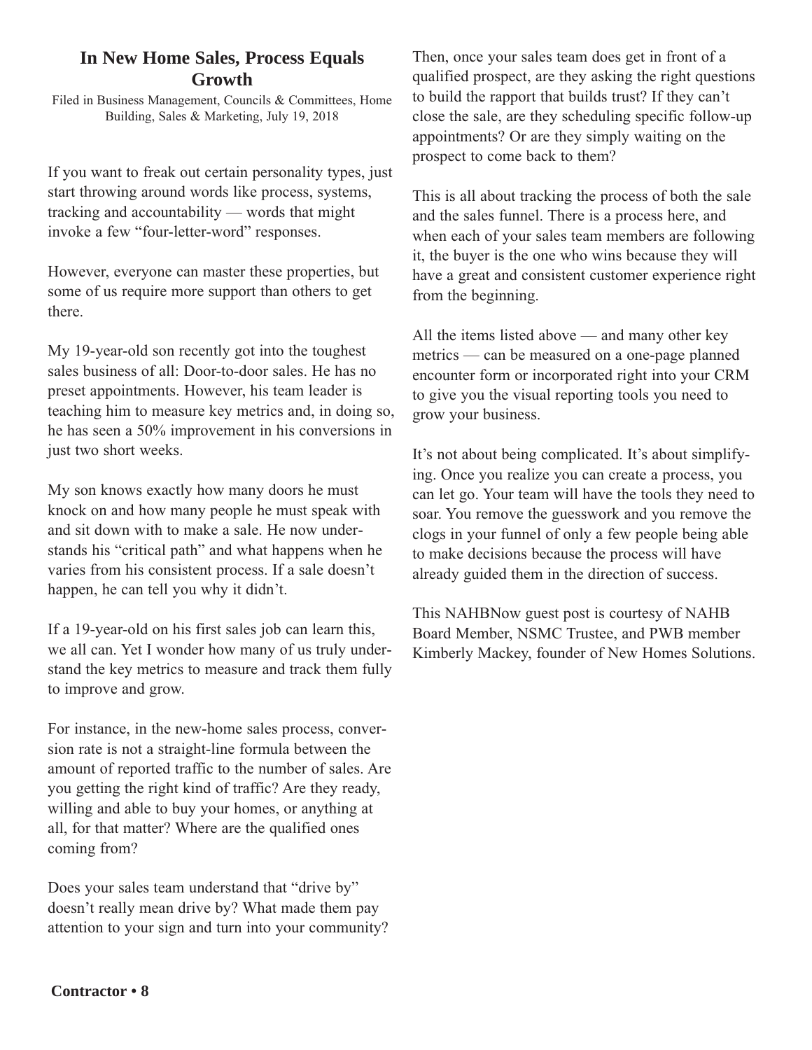# In New Home Sales, Process Equals Growth

Filed in Business Management, Councils & Committees, Home Building, Sales & Marketing, July 19, 2018

If you want to freak out certain personality types, just start throwing around words like process, systems, tracking and accountability — words that might invoke a few "four-letter-word" responses.

However, everyone can master these properties, but some of us require more support than others to get there.

My 19-year-old son recently got into the toughest sales business of all: Door-to-door sales. He has no preset appointments. However, his team leader is teaching him to measure key metrics and, in doing so, he has seen a 50% improvement in his conversions in just two short weeks.

My son knows exactly how many doors he must knock on and how many people he must speak with and sit down with to make a sale. He now understands his "critical path" and what happens when he varies from his consistent process. If a sale doesn't happen, he can tell you why it didn't.

If a 19-year-old on his first sales job can learn this, we all can. Yet I wonder how many of us truly understand the key metrics to measure and track them fully to improve and grow.

For instance, in the new-home sales process, conversion rate is not a straight-line formula between the amount of reported traffic to the number of sales. Are you getting the right kind of traffic? Are they ready, willing and able to buy your homes, or anything at all, for that matter? Where are the qualified ones coming from?

Does your sales team understand that "drive by" doesn't really mean drive by? What made them pay attention to your sign and turn into your community?

Then, once your sales team does get in front of a qualified prospect, are they asking the right questions to build the rapport that builds trust? If they can't close the sale, are they scheduling specific follow-up appointments? Or are they simply waiting on the prospect to come back to them?

This is all about tracking the process of both the sale and the sales funnel. There is a process here, and when each of your sales team members are following it, the buyer is the one who wins because they will have a great and consistent customer experience right from the beginning.

All the items listed above — and many other key metrics — can be measured on a one-page planned encounter form or incorporated right into your CRM to give you the visual reporting tools you need to grow your business.

It's not about being complicated. It's about simplifying. Once you realize you can create a process, you can let go. Your team will have the tools they need to soar. You remove the guesswork and you remove the clogs in your funnel of only a few people being able to make decisions because the process will have already guided them in the direction of success.

This NAHBNow guest post is courtesy of NAHB Board Member, NSMC Trustee, and PWB member Kimberly Mackey, founder of New Homes Solutions.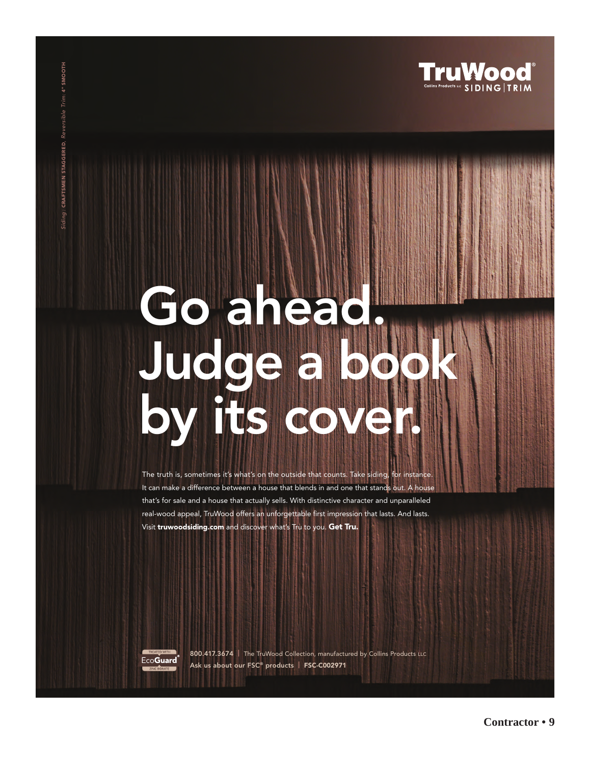*Siding:* **CRAFTSMEN STAGGERED**, *Reversible Trim:* **4" SMOOTH**

**TruWood®**
Collins Products LLC SIDING | TRIM

# Go ahead. Judge a book by its cover.

The truth is, sometimes it's what's on the outside that counts. Take siding, for instance. It can make a difference between a house that blends in and one that stands out. A house that's for sale and a house that actually sells. With distinctive character and unparalleled real-wood appeal, TruWood offers an unforgettable first impression that lasts. And lasts. Visit **truwoodsiding.com** and discover what's Tru to you. **Get Tru.**

TREATED WITH EcoGuard® ZINC BORATE

**800.417.3674** | The TruWood Collection, manufactured by Collins Products LLC
**Ask us about our FSC® products** | **FSC-C002971**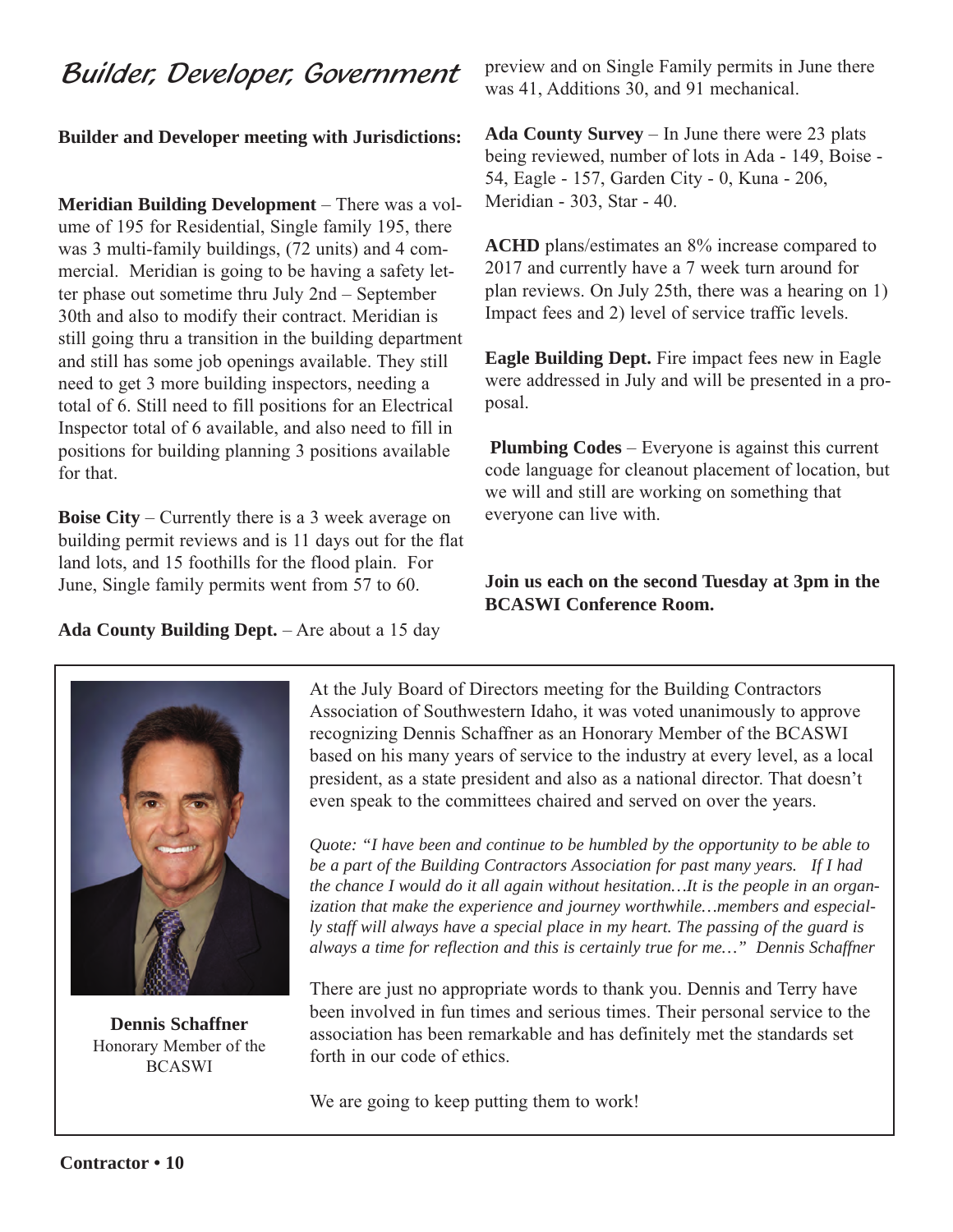# Builder, Developer, Government

**Builder and Developer meeting with Jurisdictions:**

**Meridian Building Development** – There was a volume of 195 for Residential, Single family 195, there was 3 multi-family buildings, (72 units) and 4 commercial. Meridian is going to be having a safety letter phase out sometime thru July 2nd – September 30th and also to modify their contract. Meridian is still going thru a transition in the building department and still has some job openings available. They still need to get 3 more building inspectors, needing a total of 6. Still need to fill positions for an Electrical Inspector total of 6 available, and also need to fill in positions for building planning 3 positions available for that.

**Boise City** – Currently there is a 3 week average on building permit reviews and is 11 days out for the flat land lots, and 15 foothills for the flood plain. For June, Single family permits went from 57 to 60.

**Ada County Building Dept.** – Are about a 15 day preview and on Single Family permits in June there was 41, Additions 30, and 91 mechanical.

**Ada County Survey** – In June there were 23 plats being reviewed, number of lots in Ada - 149, Boise - 54, Eagle - 157, Garden City - 0, Kuna - 206, Meridian - 303, Star - 40.

**ACHD** plans/estimates an 8% increase compared to 2017 and currently have a 7 week turn around for plan reviews. On July 25th, there was a hearing on 1) Impact fees and 2) level of service traffic levels.

**Eagle Building Dept.** Fire impact fees new in Eagle were addressed in July and will be presented in a proposal.

**Plumbing Codes** – Everyone is against this current code language for cleanout placement of location, but we will and still are working on something that everyone can live with.

**Join us each on the second Tuesday at 3pm in the BCASWI Conference Room.**

---

**Dennis Schaffner**
Honorary Member of the BCASWI

At the July Board of Directors meeting for the Building Contractors Association of Southwestern Idaho, it was voted unanimously to approve recognizing Dennis Schaffner as an Honorary Member of the BCASWI based on his many years of service to the industry at every level, as a local president, as a state president and also as a national director. That doesn't even speak to the committees chaired and served on over the years.

*Quote: "I have been and continue to be humbled by the opportunity to be able to be a part of the Building Contractors Association for past many years. If I had the chance I would do it all again without hesitation…It is the people in an organization that make the experience and journey worthwhile…members and especially staff will always have a special place in my heart. The passing of the guard is always a time for reflection and this is certainly true for me…" Dennis Schaffner*

There are just no appropriate words to thank you. Dennis and Terry have been involved in fun times and serious times. Their personal service to the association has been remarkable and has definitely met the standards set forth in our code of ethics.

We are going to keep putting them to work!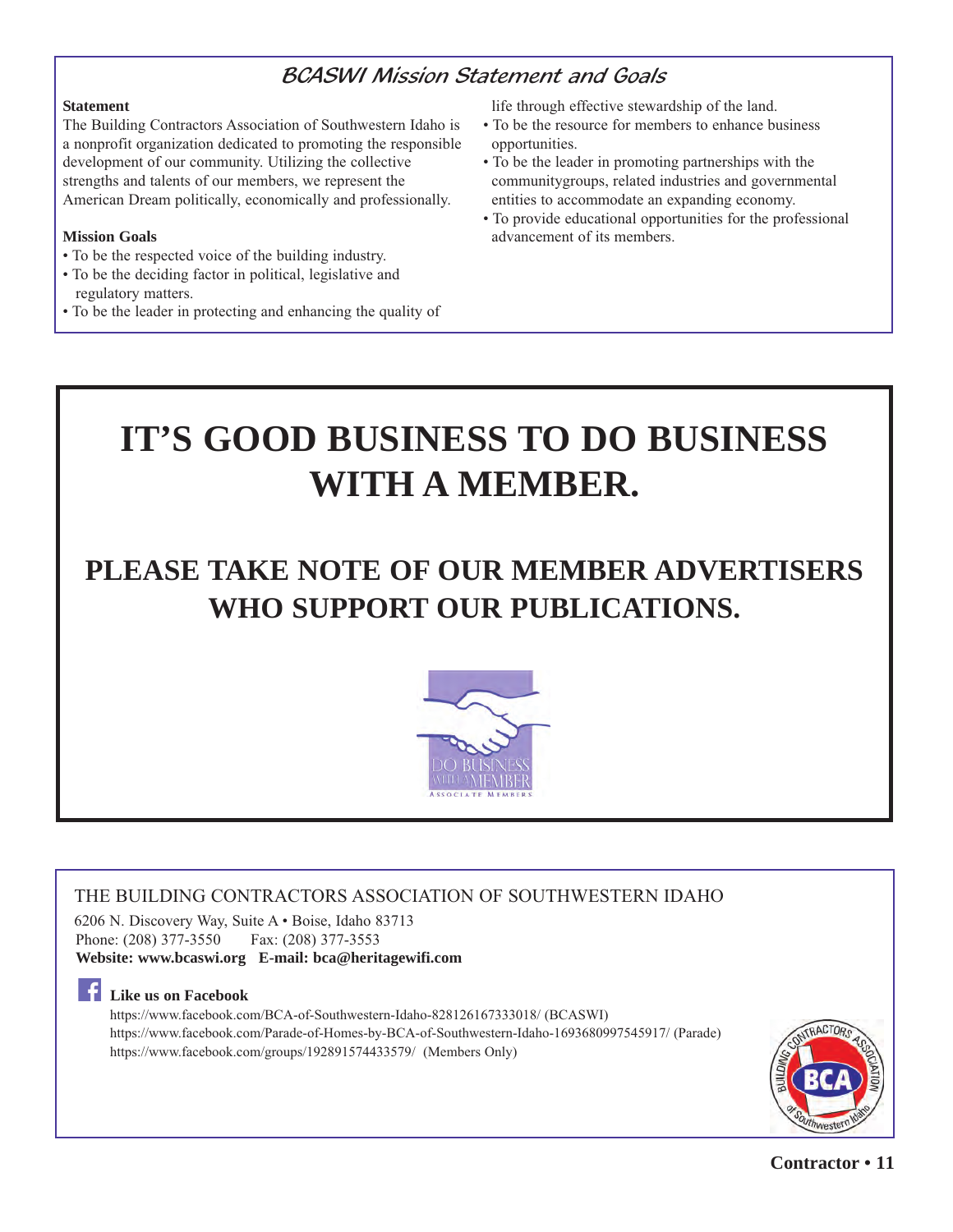## BCASWI Mission Statement and Goals

**Statement**

The Building Contractors Association of Southwestern Idaho is a nonprofit organization dedicated to promoting the responsible development of our community. Utilizing the collective strengths and talents of our members, we represent the American Dream politically, economically and professionally.

**Mission Goals**

- To be the respected voice of the building industry.
- To be the deciding factor in political, legislative and regulatory matters.
- To be the leader in protecting and enhancing the quality of life through effective stewardship of the land.
- To be the resource for members to enhance business opportunities.
- To be the leader in promoting partnerships with the communitygroups, related industries and governmental entities to accommodate an expanding economy.
- To provide educational opportunities for the professional advancement of its members.

# IT'S GOOD BUSINESS TO DO BUSINESS WITH A MEMBER.

## PLEASE TAKE NOTE OF OUR MEMBER ADVERTISERS WHO SUPPORT OUR PUBLICATIONS.

DO BUSINESS WITH A MEMBER

ASSOCIATE MEMBERS

THE BUILDING CONTRACTORS ASSOCIATION OF SOUTHWESTERN IDAHO

6206 N. Discovery Way, Suite A • Boise, Idaho 83713

Phone: (208) 377-3550 Fax: (208) 377-3553

**Website: www.bcaswi.org E-mail: bca@heritagewifi.com**

**Like us on Facebook**

https://www.facebook.com/BCA-of-Southwestern-Idaho-828126167333018/ (BCASWI)

https://www.facebook.com/Parade-of-Homes-by-BCA-of-Southwestern-Idaho-1693680997545917/ (Parade)

https://www.facebook.com/groups/192891574433579/ (Members Only)

BUILDING CONTRACTORS ASSOCIATION of Southwestern Idaho BCA